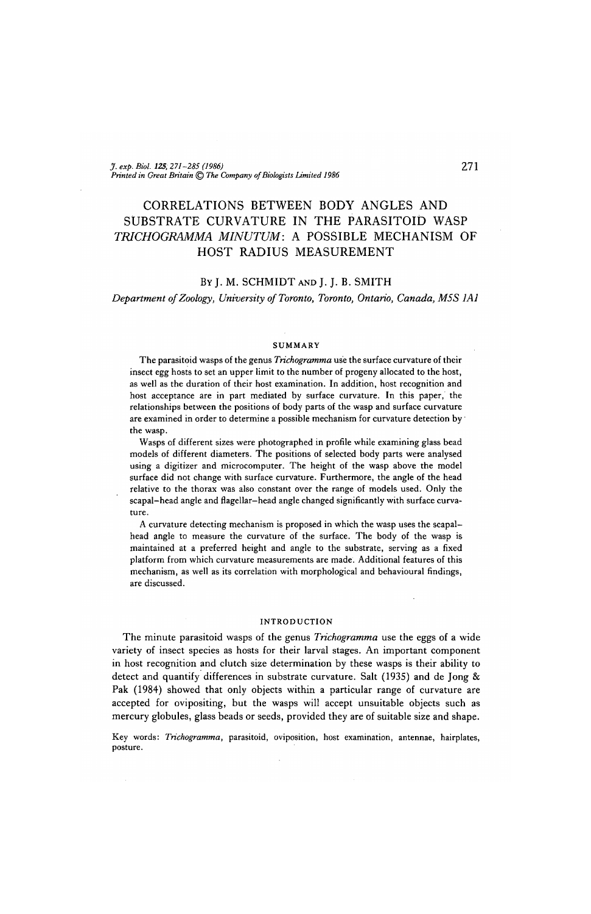# CORRELATIONS BETWEEN BODY ANGLES AND SUBSTRATE CURVATURE IN THE PARASITOID WASP *TRICHOGRAMMA MINUTUM*: A POSSIBLE MECHANISM OF HOST RADIUS MEASUREMENT

By J. M. SCHMIDT and J. J. B. SMITH

*Department of Zoology, University of Toronto, Toronto, Ontario, Canada, M5S 1A1*

## SUMMARY

The parasitoid wasps of the genus *Trichogramma* use the surface curvature of their insect egg hosts to set an upper limit to the number of progeny allocated to the host, as well as the duration of their host examination. In addition, host recognition and host acceptance are in part mediated by surface curvature. In this paper, the relationships between the positions of body parts of the wasp and surface curvature are examined in order to determine a possible mechanism for curvature detection by the wasp.

Wasps of different sizes were photographed in profile while examining glass bead models of different diameters. The positions of selected body parts were analysed using a digitizer and microcomputer. The height of the wasp above the model surface did not change with surface curvature. Furthermore, the angle of the head relative to the thorax was also constant over the range of models used. Only the scapal–head angle and flagellar–head angle changed significantly with surface curvature.

A curvature detecting mechanism is proposed in which the wasp uses the scapal–head angle to measure the curvature of the surface. The body of the wasp is maintained at a preferred height and angle to the substrate, serving as a fixed platform from which curvature measurements are made. Additional features of this mechanism, as well as its correlation with morphological and behavioural findings, are discussed.

## INTRODUCTION

The minute parasitoid wasps of the genus *Trichogramma* use the eggs of a wide variety of insect species as hosts for their larval stages. An important component in host recognition and clutch size determination by these wasps is their ability to detect and quantify differences in substrate curvature. Salt (1935) and de Jong & Pak (1984) showed that only objects within a particular range of curvature are accepted for ovipositing, but the wasps will accept unsuitable objects such as mercury globules, glass beads or seeds, provided they are of suitable size and shape.

Key words: *Trichogramma*, parasitoid, oviposition, host examination, antennae, hairplates, posture.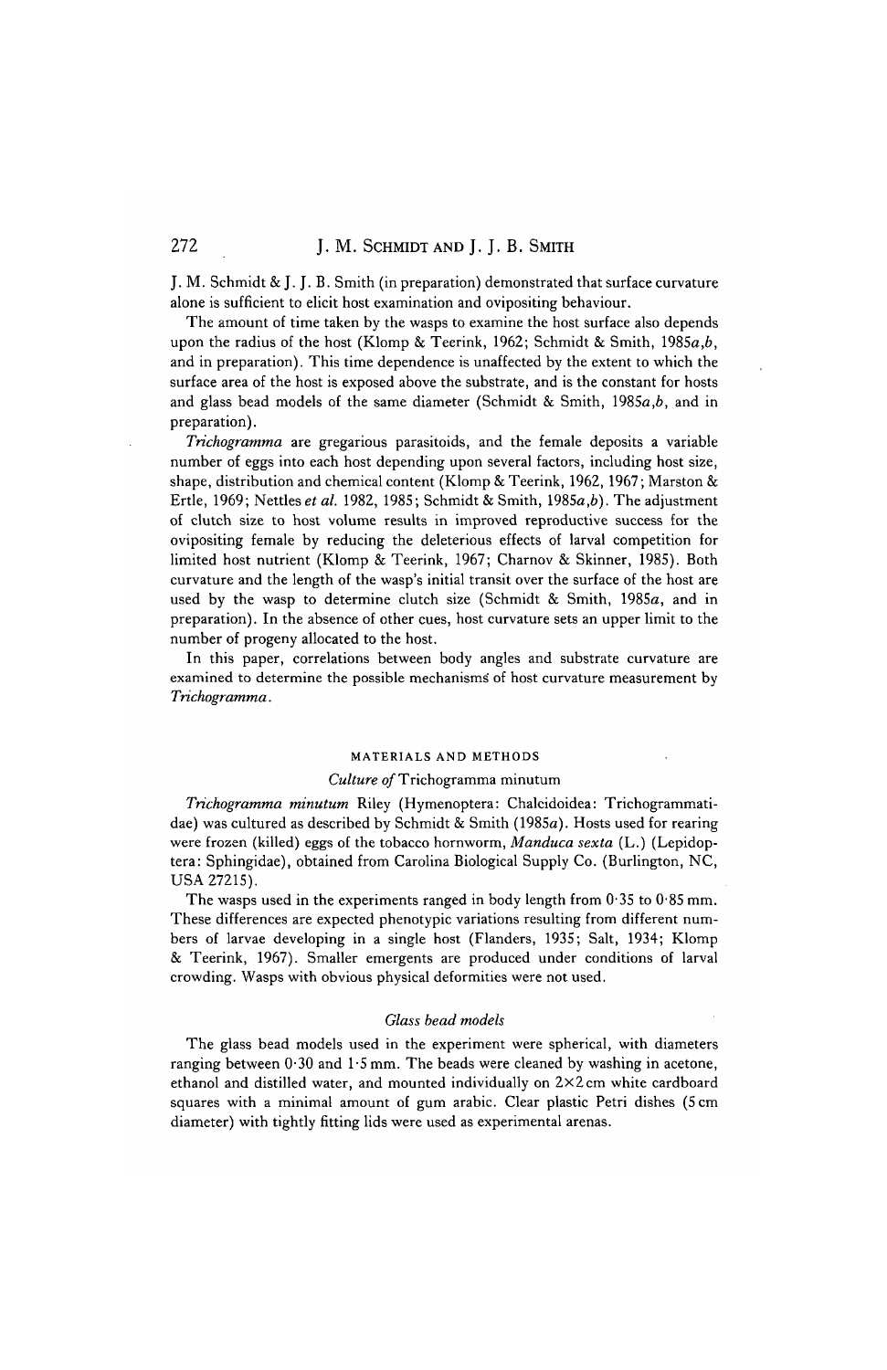J. M. Schmidt & J. J. B. Smith (in preparation) demonstrated that surface curvature alone is sufficient to elicit host examination and ovipositing behaviour.

The amount of time taken by the wasps to examine the host surface also depends upon the radius of the host (Klomp & Teerink, 1962; Schmidt & Smith, 1985*a*,*b*, and in preparation). This time dependence is unaffected by the extent to which the surface area of the host is exposed above the substrate, and is the constant for hosts and glass bead models of the same diameter (Schmidt & Smith, 1985*a*,*b*, and in preparation).

*Trichogramma* are gregarious parasitoids, and the female deposits a variable number of eggs into each host depending upon several factors, including host size, shape, distribution and chemical content (Klomp & Teerink, 1962, 1967; Marston & Ertle, 1969; Nettles *et al.* 1982, 1985; Schmidt & Smith, 1985*a*,*b*). The adjustment of clutch size to host volume results in improved reproductive success for the ovipositing female by reducing the deleterious effects of larval competition for limited host nutrient (Klomp & Teerink, 1967; Charnov & Skinner, 1985). Both curvature and the length of the wasp's initial transit over the surface of the host are used by the wasp to determine clutch size (Schmidt & Smith, 1985*a*, and in preparation). In the absence of other cues, host curvature sets an upper limit to the number of progeny allocated to the host.

In this paper, correlations between body angles and substrate curvature are examined to determine the possible mechanisms of host curvature measurement by *Trichogramma*.

## MATERIALS AND METHODS

### *Culture of* Trichogramma minutum

*Trichogramma minutum* Riley (Hymenoptera: Chalcidoidea: Trichogrammatidae) was cultured as described by Schmidt & Smith (1985*a*). Hosts used for rearing were frozen (killed) eggs of the tobacco hornworm, *Manduca sexta* (L.) (Lepidoptera: Sphingidae), obtained from Carolina Biological Supply Co. (Burlington, NC, USA 27215).

The wasps used in the experiments ranged in body length from 0·35 to 0·85 mm. These differences are expected phenotypic variations resulting from different numbers of larvae developing in a single host (Flanders, 1935; Salt, 1934; Klomp & Teerink, 1967). Smaller emergents are produced under conditions of larval crowding. Wasps with obvious physical deformities were not used.

### *Glass bead models*

The glass bead models used in the experiment were spherical, with diameters ranging between 0·30 and 1·5 mm. The beads were cleaned by washing in acetone, ethanol and distilled water, and mounted individually on 2×2 cm white cardboard squares with a minimal amount of gum arabic. Clear plastic Petri dishes (5 cm diameter) with tightly fitting lids were used as experimental arenas.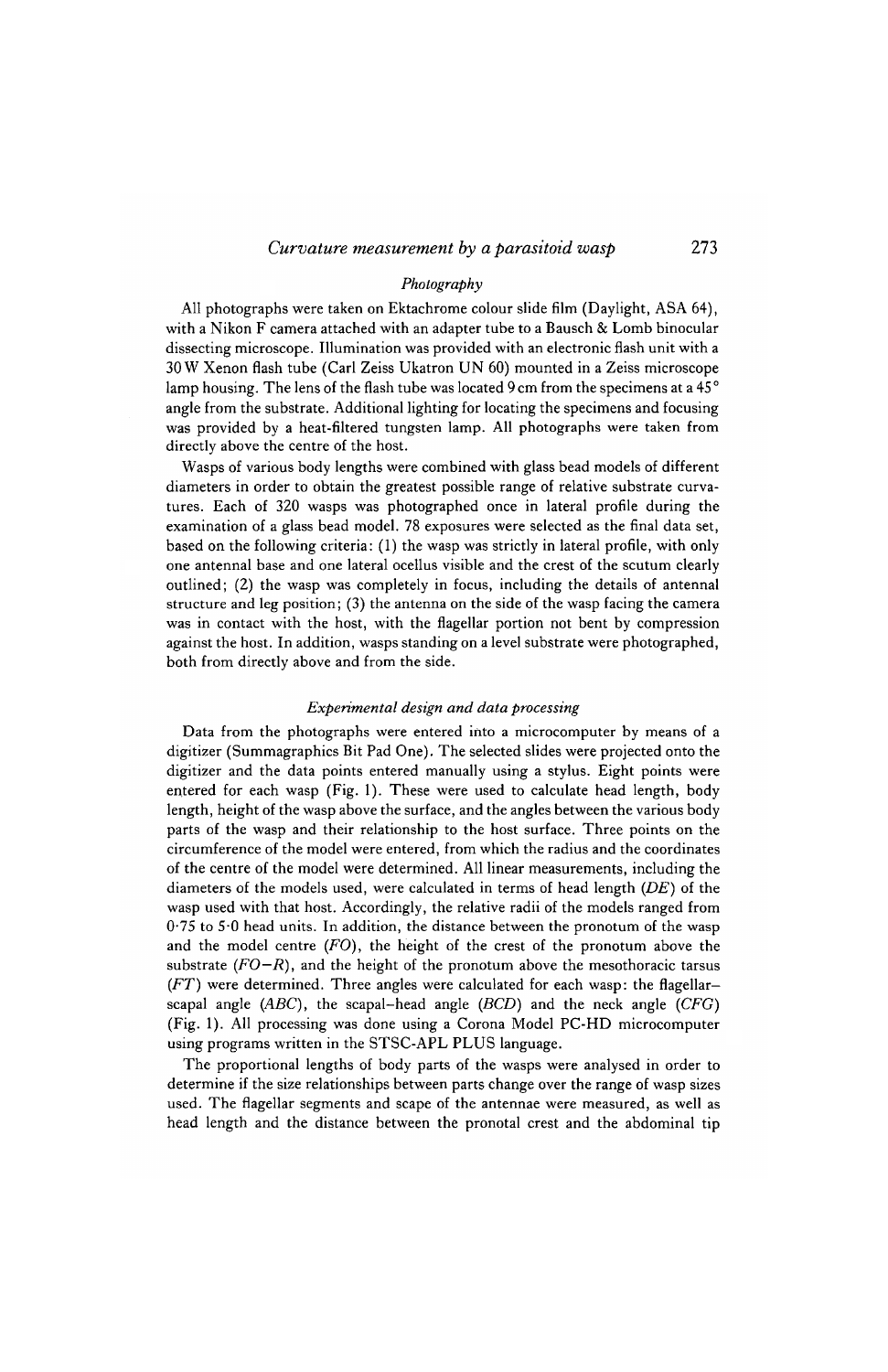### *Photography*

All photographs were taken on Ektachrome colour slide film (Daylight, ASA 64), with a Nikon F camera attached with an adapter tube to a Bausch & Lomb binocular dissecting microscope. Illumination was provided with an electronic flash unit with a 30 W Xenon flash tube (Carl Zeiss Ukatron UN 60) mounted in a Zeiss microscope lamp housing. The lens of the flash tube was located 9 cm from the specimens at a 45° angle from the substrate. Additional lighting for locating the specimens and focusing was provided by a heat-filtered tungsten lamp. All photographs were taken from directly above the centre of the host.

Wasps of various body lengths were combined with glass bead models of different diameters in order to obtain the greatest possible range of relative substrate curvatures. Each of 320 wasps was photographed once in lateral profile during the examination of a glass bead model. 78 exposures were selected as the final data set, based on the following criteria: (1) the wasp was strictly in lateral profile, with only one antennal base and one lateral ocellus visible and the crest of the scutum clearly outlined; (2) the wasp was completely in focus, including the details of antennal structure and leg position; (3) the antenna on the side of the wasp facing the camera was in contact with the host, with the flagellar portion not bent by compression against the host. In addition, wasps standing on a level substrate were photographed, both from directly above and from the side.

### *Experimental design and data processing*

Data from the photographs were entered into a microcomputer by means of a digitizer (Summagraphics Bit Pad One). The selected slides were projected onto the digitizer and the data points entered manually using a stylus. Eight points were entered for each wasp (Fig. 1). These were used to calculate head length, body length, height of the wasp above the surface, and the angles between the various body parts of the wasp and their relationship to the host surface. Three points on the circumference of the model were entered, from which the radius and the coordinates of the centre of the model were determined. All linear measurements, including the diameters of the models used, were calculated in terms of head length (*DE*) of the wasp used with that host. Accordingly, the relative radii of the models ranged from 0·75 to 5·0 head units. In addition, the distance between the pronotum of the wasp and the model centre (*FO*), the height of the crest of the pronotum above the substrate (*FO*−*R*), and the height of the pronotum above the mesothoracic tarsus (*FT*) were determined. Three angles were calculated for each wasp: the flagellar–scapal angle (*ABC*), the scapal–head angle (*BCD*) and the neck angle (*CFG*) (Fig. 1). All processing was done using a Corona Model PC-HD microcomputer using programs written in the STSC-APL PLUS language.

The proportional lengths of body parts of the wasps were analysed in order to determine if the size relationships between parts change over the range of wasp sizes used. The flagellar segments and scape of the antennae were measured, as well as head length and the distance between the pronotal crest and the abdominal tip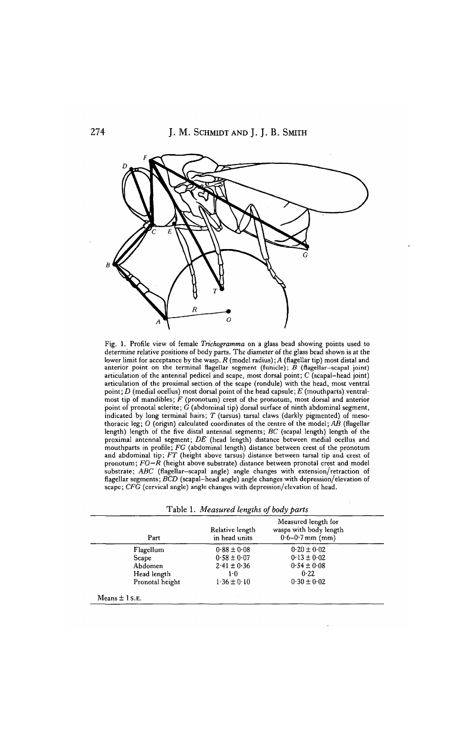Fig. 1. Profile view of female *Trichogramma* on a glass bead showing points used to determine relative positions of body parts. The diameter of the glass bead shown is at the lower limit for acceptance by the wasp. *R* (model radius); *A* (flagellar tip) most distal and anterior point on the terminal flagellar segment (funicle); *B* (flagellar–scapal joint) articulation of the antennal pedicel and scape, most dorsal point; *C* (scapal–head joint) articulation of the proximal section of the scape (rondule) with the head, most ventral point; *D* (medial ocellus) most dorsal point of the head capsule; *E* (mouthparts) ventral-most tip of mandibles; *F* (pronotum) crest of the pronotum, most dorsal and anterior point of pronotal sclerite; *G* (abdominal tip) dorsal surface of ninth abdominal segment, indicated by long terminal hairs; *T* (tarsus) tarsal claws (darkly pigmented) of mesothoracic leg; *O* (origin) calculated coordinates of the centre of the model; *AB* (flagellar length) length of the five distal antennal segments; *BC* (scapal length) length of the proximal antennal segment; *DE* (head length) distance between medial ocellus and mouthparts in profile; *FG* (abdominal length) distance between crest of the pronotum and abdominal tip; *FT* (height above tarsus) distance between tarsal tip and crest of pronotum; *FO–R* (height above substrate) distance between pronotal crest and model substrate; *ABC* (flagellar–scapal angle) angle changes with extension/retraction of flagellar segments; *BCD* (scapal–head angle) angle changes with depression/elevation of scape; *CFG* (cervical angle) angle changes with depression/elevation of head.

Table 1. *Measured lengths of body parts*

| Part | Relative length in head units | Measured length for wasps with body length 0·6–0·7 mm (mm) |
|---|---|---|
| Flagellum | 0·88 ± 0·08 | 0·20 ± 0·02 |
| Scape | 0·58 ± 0·07 | 0·13 ± 0·02 |
| Abdomen | 2·41 ± 0·36 | 0·54 ± 0·08 |
| Head length | 1·0 | 0·22 |
| Pronotal height | 1·36 ± 0·10 | 0·30 ± 0·02 |

Means ± 1 S.E.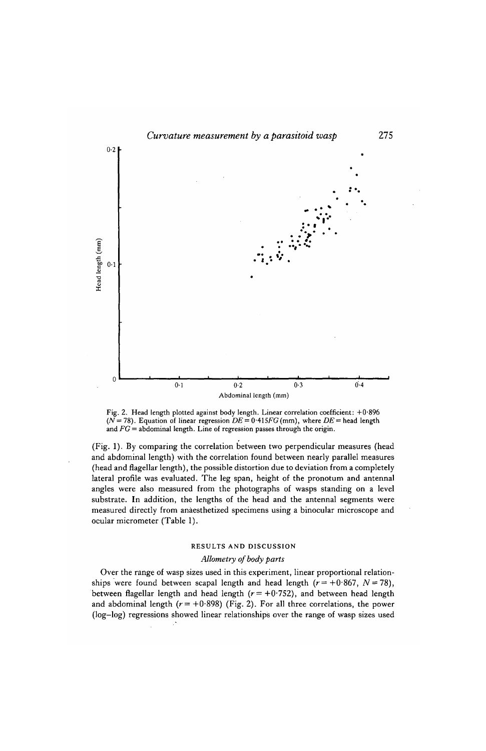Fig. 2. Head length plotted against body length. Linear correlation coefficient: +0·896 ($N = 78$). Equation of linear regression $DE = 0{\cdot}415FG$ (mm), where $DE$ = head length and $FG$ = abdominal length. Line of regression passes through the origin.

(Fig. 1). By comparing the correlation between two perpendicular measures (head and abdominal length) with the correlation found between nearly parallel measures (head and flagellar length), the possible distortion due to deviation from a completely lateral profile was evaluated. The leg span, height of the pronotum and antennal angles were also measured from the photographs of wasps standing on a level substrate. In addition, the lengths of the head and the antennal segments were measured directly from anaesthetized specimens using a binocular microscope and ocular micrometer (Table 1).

## RESULTS AND DISCUSSION

### *Allometry of body parts*

Over the range of wasp sizes used in this experiment, linear proportional relationships were found between scapal length and head length ($r = +0{\cdot}867$, $N = 78$), between flagellar length and head length ($r = +0{\cdot}752$), and between head length and abdominal length ($r = +0{\cdot}898$) (Fig. 2). For all three correlations, the power (log–log) regressions showed linear relationships over the range of wasp sizes used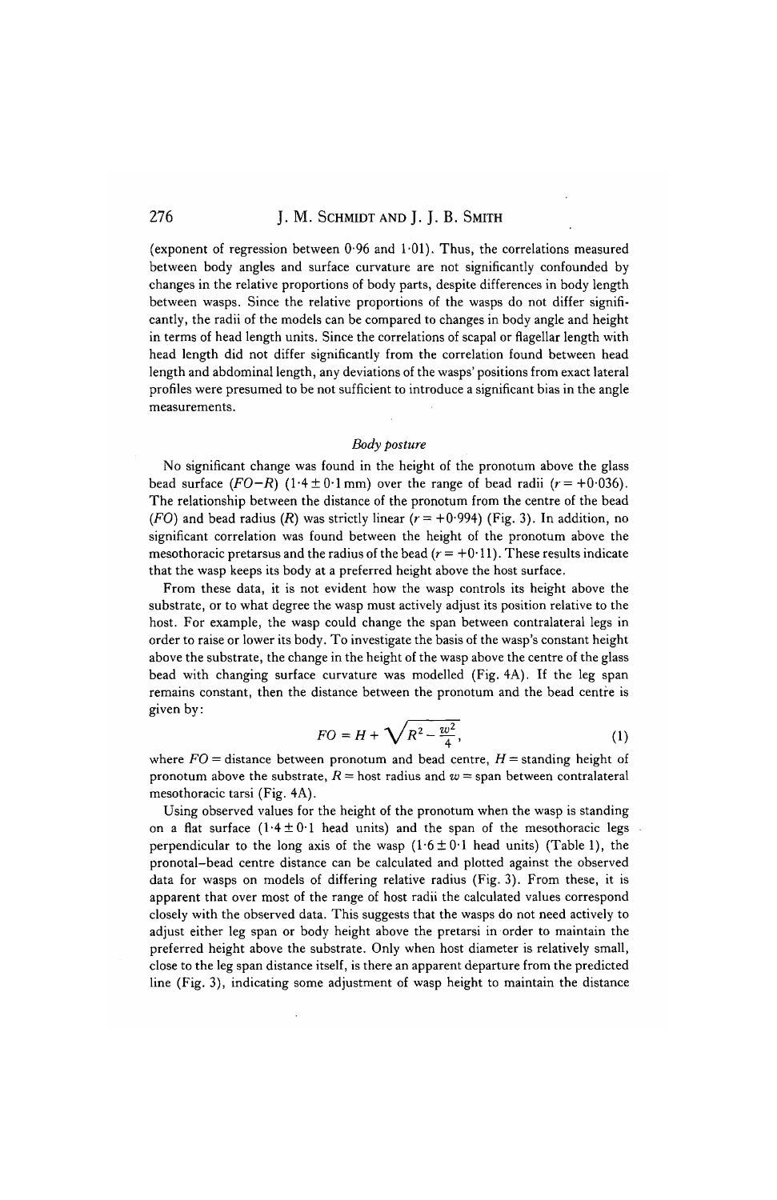(exponent of regression between 0·96 and 1·01). Thus, the correlations measured between body angles and surface curvature are not significantly confounded by changes in the relative proportions of body parts, despite differences in body length between wasps. Since the relative proportions of the wasps do not differ significantly, the radii of the models can be compared to changes in body angle and height in terms of head length units. Since the correlations of scapal or flagellar length with head length did not differ significantly from the correlation found between head length and abdominal length, any deviations of the wasps' positions from exact lateral profiles were presumed to be not sufficient to introduce a significant bias in the angle measurements.

### *Body posture*

No significant change was found in the height of the pronotum above the glass bead surface ($FO-R$) ($1{\cdot}4 \pm 0{\cdot}1$ mm) over the range of bead radii ($r = +0{\cdot}036$). The relationship between the distance of the pronotum from the centre of the bead ($FO$) and bead radius ($R$) was strictly linear ($r = +0{\cdot}994$) (Fig. 3). In addition, no significant correlation was found between the height of the pronotum above the mesothoracic pretarsus and the radius of the bead ($r = +0{\cdot}11$). These results indicate that the wasp keeps its body at a preferred height above the host surface.

From these data, it is not evident how the wasp controls its height above the substrate, or to what degree the wasp must actively adjust its position relative to the host. For example, the wasp could change the span between contralateral legs in order to raise or lower its body. To investigate the basis of the wasp's constant height above the substrate, the change in the height of the wasp above the centre of the glass bead with changing surface curvature was modelled (Fig. 4A). If the leg span remains constant, then the distance between the pronotum and the bead centre is given by:

$$FO = H + \sqrt{R^2 - \frac{w^2}{4}}, \tag{1}$$

where $FO$ = distance between pronotum and bead centre, $H$ = standing height of pronotum above the substrate, $R$ = host radius and $w$ = span between contralateral mesothoracic tarsi (Fig. 4A).

Using observed values for the height of the pronotum when the wasp is standing on a flat surface ($1{\cdot}4 \pm 0{\cdot}1$ head units) and the span of the mesothoracic legs perpendicular to the long axis of the wasp ($1{\cdot}6 \pm 0{\cdot}1$ head units) (Table 1), the pronotal–bead centre distance can be calculated and plotted against the observed data for wasps on models of differing relative radius (Fig. 3). From these, it is apparent that over most of the range of host radii the calculated values correspond closely with the observed data. This suggests that the wasps do not need actively to adjust either leg span or body height above the pretarsi in order to maintain the preferred height above the substrate. Only when host diameter is relatively small, close to the leg span distance itself, is there an apparent departure from the predicted line (Fig. 3), indicating some adjustment of wasp height to maintain the distance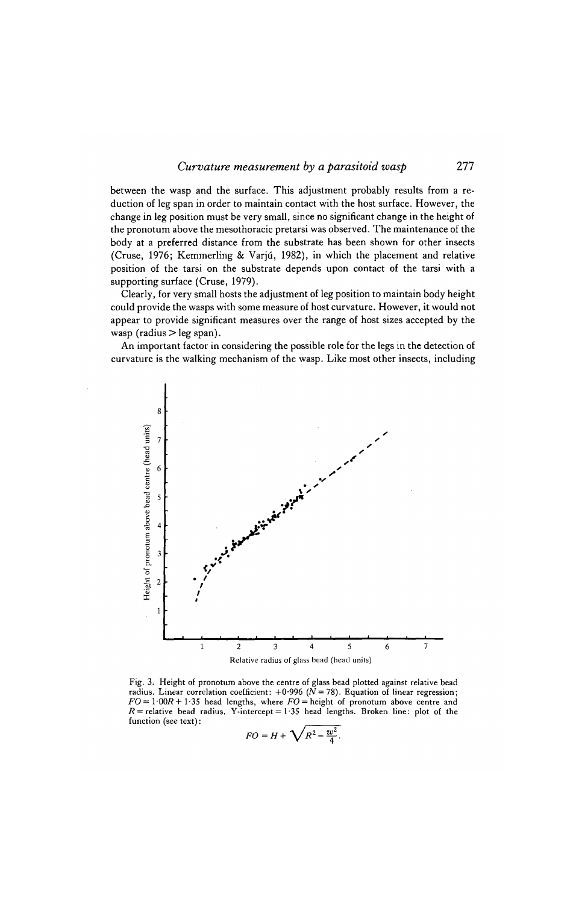between the wasp and the surface. This adjustment probably results from a reduction of leg span in order to maintain contact with the host surface. However, the change in leg position must be very small, since no significant change in the height of the pronotum above the mesothoracic pretarsi was observed. The maintenance of the body at a preferred distance from the substrate has been shown for other insects (Cruse, 1976; Kemmerling & Varjú, 1982), in which the placement and relative position of the tarsi on the substrate depends upon contact of the tarsi with a supporting surface (Cruse, 1979).

Clearly, for very small hosts the adjustment of leg position to maintain body height could provide the wasps with some measure of host curvature. However, it would not appear to provide significant measures over the range of host sizes accepted by the wasp (radius > leg span).

An important factor in considering the possible role for the legs in the detection of curvature is the walking mechanism of the wasp. Like most other insects, including

Fig. 3. Height of pronotum above the centre of glass bead plotted against relative bead radius. Linear correlation coefficient: +0·996 ($N = 78$). Equation of linear regression; $FO = 1{\cdot}00R + 1{\cdot}35$ head lengths, where $FO$ = height of pronotum above centre and $R$ = relative bead radius. Y-intercept = 1·35 head lengths. Broken line: plot of the function (see text):

$$FO = H + \sqrt{R^2 - \frac{w^2}{4}}.$$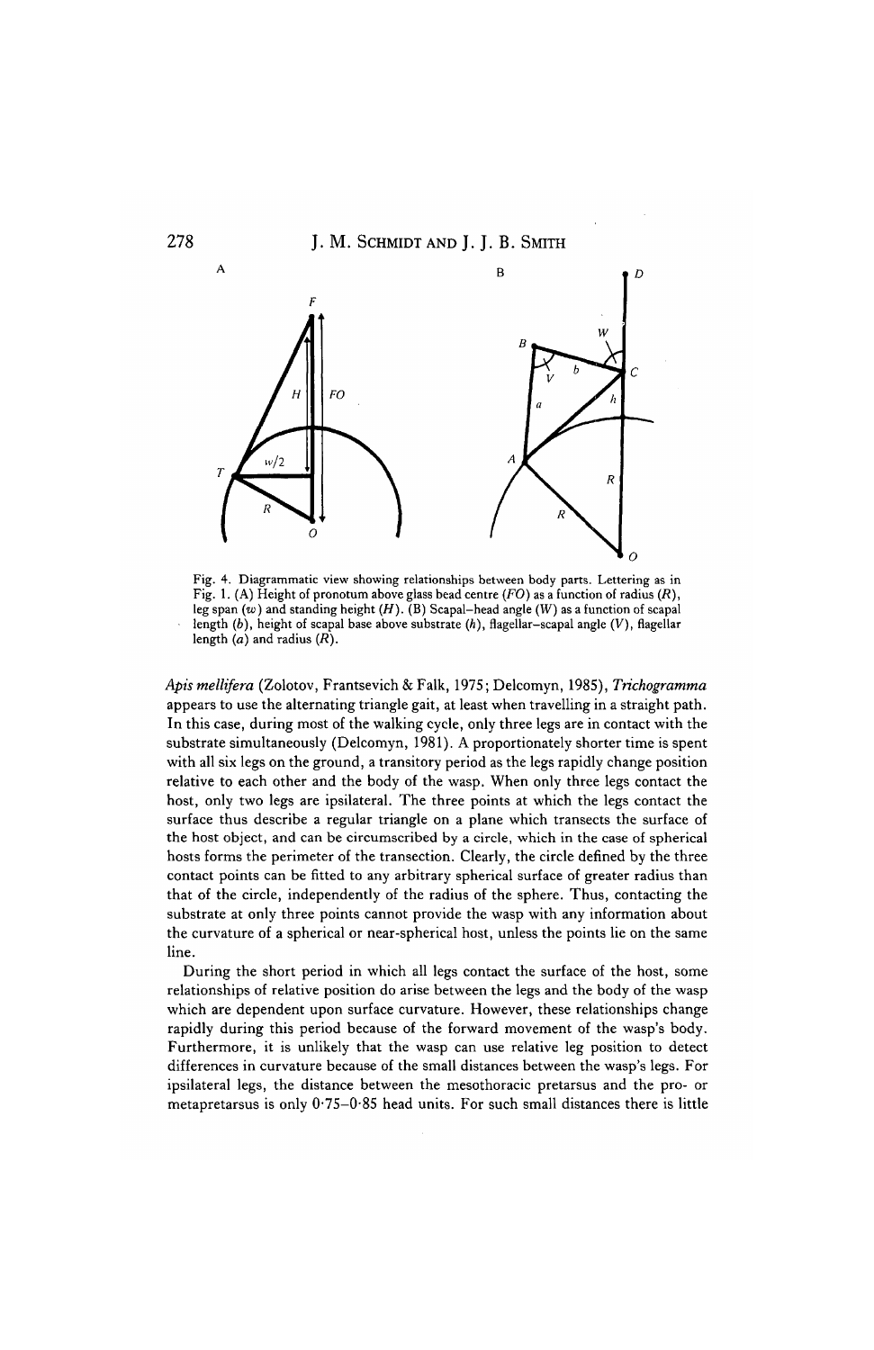Fig. 4. Diagrammatic view showing relationships between body parts. Lettering as in Fig. 1. (A) Height of pronotum above glass bead centre ($FO$) as a function of radius ($R$), leg span ($w$) and standing height ($H$). (B) Scapal–head angle ($W$) as a function of scapal length ($b$), height of scapal base above substrate ($h$), flagellar–scapal angle ($V$), flagellar length ($a$) and radius ($R$).

*Apis mellifera* (Zolotov, Frantsevich & Falk, 1975; Delcomyn, 1985), *Trichogramma* appears to use the alternating triangle gait, at least when travelling in a straight path. In this case, during most of the walking cycle, only three legs are in contact with the substrate simultaneously (Delcomyn, 1981). A proportionately shorter time is spent with all six legs on the ground, a transitory period as the legs rapidly change position relative to each other and the body of the wasp. When only three legs contact the host, only two legs are ipsilateral. The three points at which the legs contact the surface thus describe a regular triangle on a plane which transects the surface of the host object, and can be circumscribed by a circle, which in the case of spherical hosts forms the perimeter of the transection. Clearly, the circle defined by the three contact points can be fitted to any arbitrary spherical surface of greater radius than that of the circle, independently of the radius of the sphere. Thus, contacting the substrate at only three points cannot provide the wasp with any information about the curvature of a spherical or near-spherical host, unless the points lie on the same line.

During the short period in which all legs contact the surface of the host, some relationships of relative position do arise between the legs and the body of the wasp which are dependent upon surface curvature. However, these relationships change rapidly during this period because of the forward movement of the wasp's body. Furthermore, it is unlikely that the wasp can use relative leg position to detect differences in curvature because of the small distances between the wasp's legs. For ipsilateral legs, the distance between the mesothoracic pretarsus and the pro- or metapretarsus is only 0·75–0·85 head units. For such small distances there is little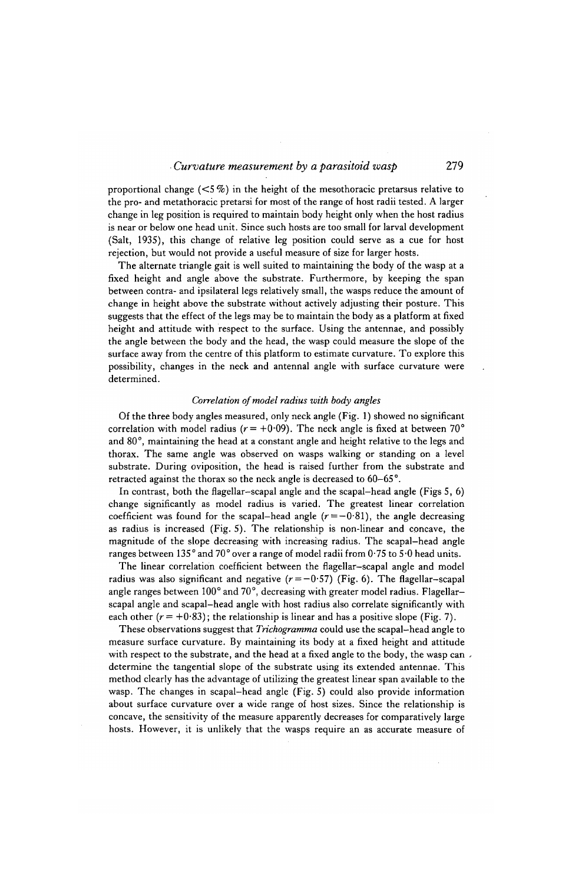proportional change (<5 %) in the height of the mesothoracic pretarsus relative to the pro- and metathoracic pretarsi for most of the range of host radii tested. A larger change in leg position is required to maintain body height only when the host radius is near or below one head unit. Since such hosts are too small for larval development (Salt, 1935), this change of relative leg position could serve as a cue for host rejection, but would not provide a useful measure of size for larger hosts.

The alternate triangle gait is well suited to maintaining the body of the wasp at a fixed height and angle above the substrate. Furthermore, by keeping the span between contra- and ipsilateral legs relatively small, the wasps reduce the amount of change in height above the substrate without actively adjusting their posture. This suggests that the effect of the legs may be to maintain the body as a platform at fixed height and attitude with respect to the surface. Using the antennae, and possibly the angle between the body and the head, the wasp could measure the slope of the surface away from the centre of this platform to estimate curvature. To explore this possibility, changes in the neck and antennal angle with surface curvature were determined.

### *Correlation of model radius with body angles*

Of the three body angles measured, only neck angle (Fig. 1) showed no significant correlation with model radius ($r = +0{\cdot}09$). The neck angle is fixed at between 70° and 80°, maintaining the head at a constant angle and height relative to the legs and thorax. The same angle was observed on wasps walking or standing on a level substrate. During oviposition, the head is raised further from the substrate and retracted against the thorax so the neck angle is decreased to 60–65°.

In contrast, both the flagellar–scapal angle and the scapal–head angle (Figs 5, 6) change significantly as model radius is varied. The greatest linear correlation coefficient was found for the scapal–head angle ($r = -0{\cdot}81$), the angle decreasing as radius is increased (Fig. 5). The relationship is non-linear and concave, the magnitude of the slope decreasing with increasing radius. The scapal–head angle ranges between 135° and 70° over a range of model radii from 0·75 to 5·0 head units.

The linear correlation coefficient between the flagellar–scapal angle and model radius was also significant and negative ($r = -0{\cdot}57$) (Fig. 6). The flagellar–scapal angle ranges between 100° and 70°, decreasing with greater model radius. Flagellar–scapal angle and scapal–head angle with host radius also correlate significantly with each other ($r = +0{\cdot}83$); the relationship is linear and has a positive slope (Fig. 7).

These observations suggest that *Trichogramma* could use the scapal–head angle to measure surface curvature. By maintaining its body at a fixed height and attitude with respect to the substrate, and the head at a fixed angle to the body, the wasp can determine the tangential slope of the substrate using its extended antennae. This method clearly has the advantage of utilizing the greatest linear span available to the wasp. The changes in scapal–head angle (Fig. 5) could also provide information about surface curvature over a wide range of host sizes. Since the relationship is concave, the sensitivity of the measure apparently decreases for comparatively large hosts. However, it is unlikely that the wasps require an as accurate measure of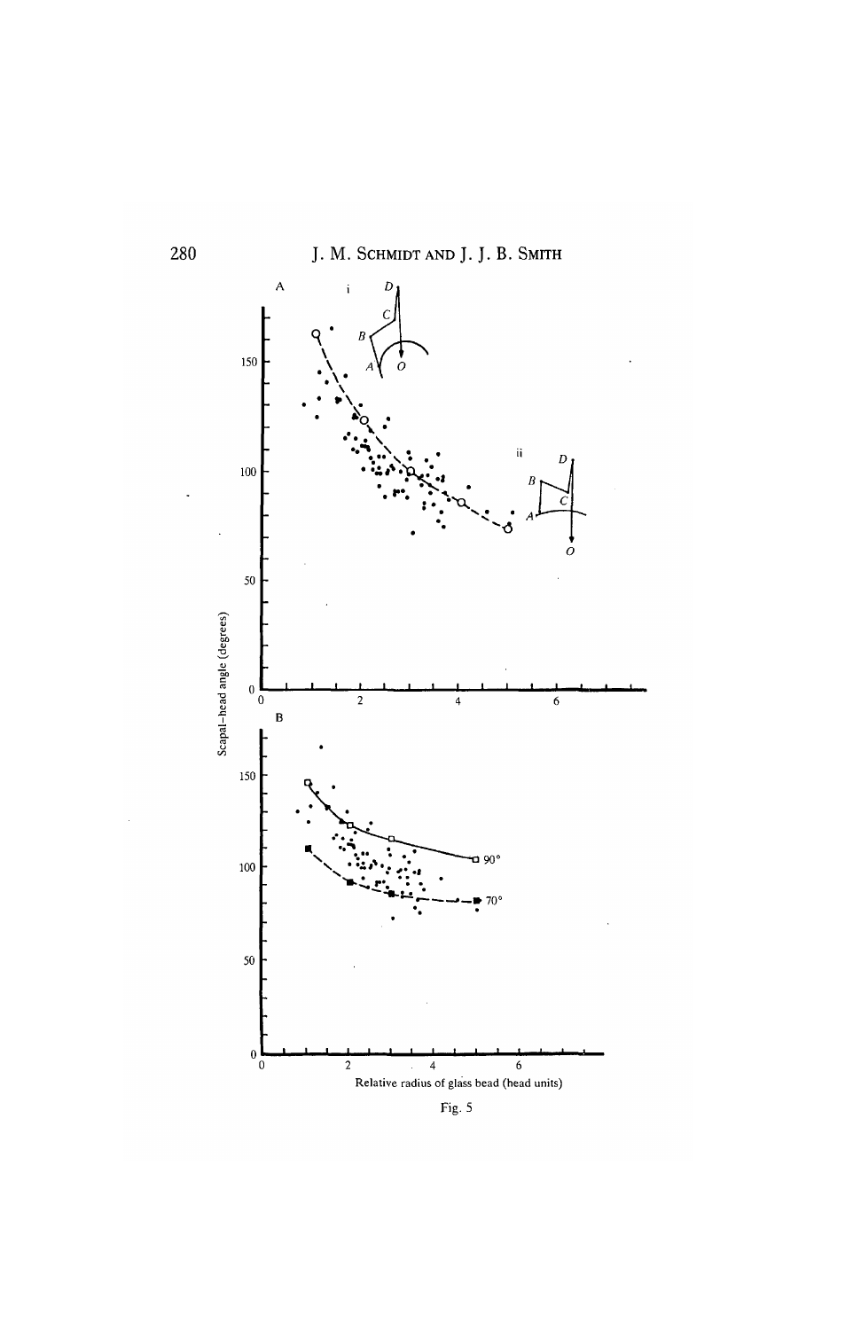Fig. 5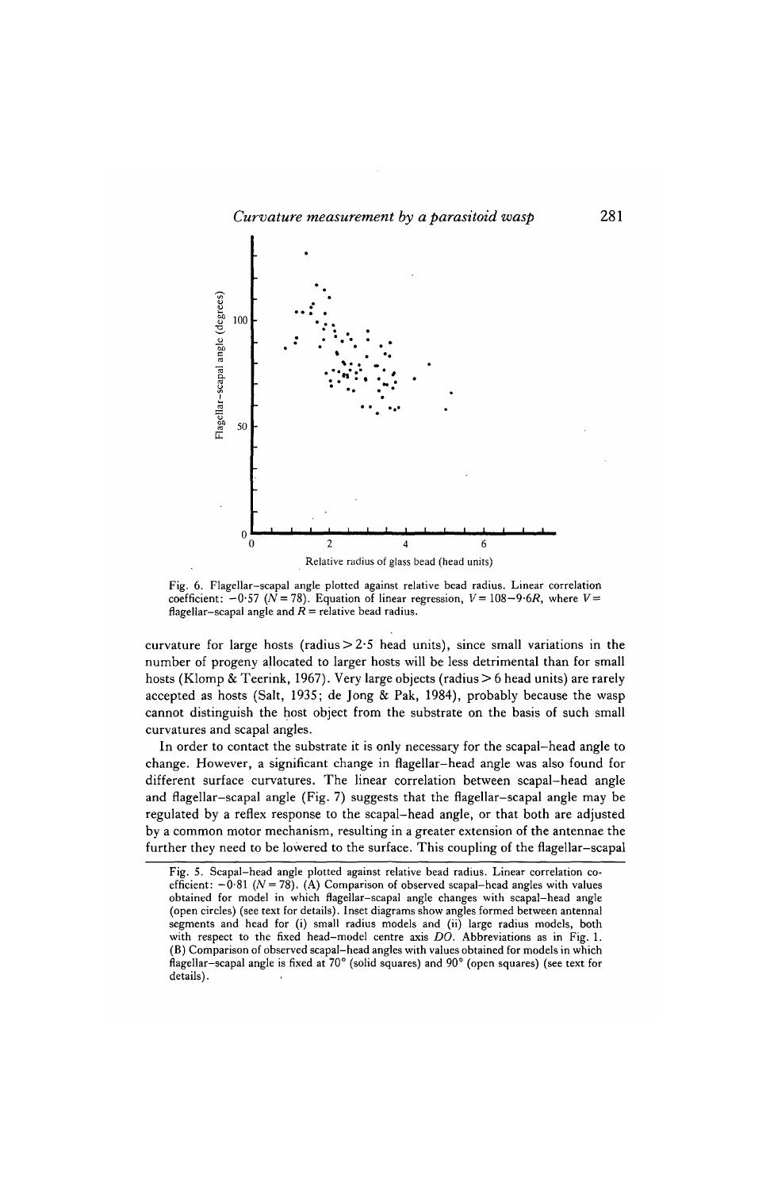Fig. 6. Flagellar–scapal angle plotted against relative bead radius. Linear correlation coefficient: −0·57 ($N = 78$). Equation of linear regression, $V = 108 - 9{\cdot}6R$, where $V$ = flagellar–scapal angle and $R$ = relative bead radius.

curvature for large hosts (radius > 2·5 head units), since small variations in the number of progeny allocated to larger hosts will be less detrimental than for small hosts (Klomp & Teerink, 1967). Very large objects (radius > 6 head units) are rarely accepted as hosts (Salt, 1935; de Jong & Pak, 1984), probably because the wasp cannot distinguish the host object from the substrate on the basis of such small curvatures and scapal angles.

In order to contact the substrate it is only necessary for the scapal–head angle to change. However, a significant change in flagellar–head angle was also found for different surface curvatures. The linear correlation between scapal–head angle and flagellar–scapal angle (Fig. 7) suggests that the flagellar–scapal angle may be regulated by a reflex response to the scapal–head angle, or that both are adjusted by a common motor mechanism, resulting in a greater extension of the antennae the further they need to be lowered to the surface. This coupling of the flagellar–scapal

Fig. 5. Scapal–head angle plotted against relative bead radius. Linear correlation coefficient: −0·81 ($N = 78$). (A) Comparison of observed scapal–head angles with values obtained for model in which flagellar–scapal angle changes with scapal–head angle (open circles) (see text for details). Inset diagrams show angles formed between antennal segments and head for (i) small radius models and (ii) large radius models, both with respect to the fixed head–model centre axis $DO$. Abbreviations as in Fig. 1. (B) Comparison of observed scapal–head angles with values obtained for models in which flagellar–scapal angle is fixed at 70° (solid squares) and 90° (open squares) (see text for details).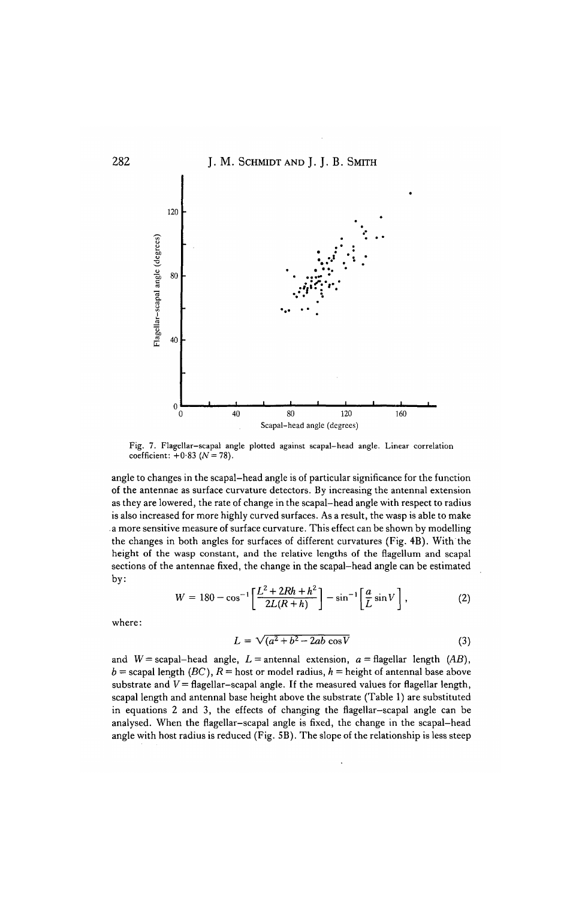Fig. 7. Flagellar–scapal angle plotted against scapal–head angle. Linear correlation coefficient: +0·83 ($N = 78$).

angle to changes in the scapal–head angle is of particular significance for the function of the antennae as surface curvature detectors. By increasing the antennal extension as they are lowered, the rate of change in the scapal–head angle with respect to radius is also increased for more highly curved surfaces. As a result, the wasp is able to make a more sensitive measure of surface curvature. This effect can be shown by modelling the changes in both angles for surfaces of different curvatures (Fig. 4B). With the height of the wasp constant, and the relative lengths of the flagellum and scapal sections of the antennae fixed, the change in the scapal–head angle can be estimated by:

$$W = 180 - \cos^{-1}\left[\frac{L^2 + 2Rh + h^2}{2L(R+h)}\right] - \sin^{-1}\left[\frac{a}{L}\sin V\right], \tag{2}$$

where:

$$L = \sqrt{(a^2 + b^2 - 2ab\cos V} \tag{3}$$

and $W$ = scapal–head angle, $L$ = antennal extension, $a$ = flagellar length ($AB$), $b$ = scapal length ($BC$), $R$ = host or model radius, $h$ = height of antennal base above substrate and $V$ = flagellar–scapal angle. If the measured values for flagellar length, scapal length and antennal base height above the substrate (Table 1) are substituted in equations 2 and 3, the effects of changing the flagellar–scapal angle can be analysed. When the flagellar–scapal angle is fixed, the change in the scapal–head angle with host radius is reduced (Fig. 5B). The slope of the relationship is less steep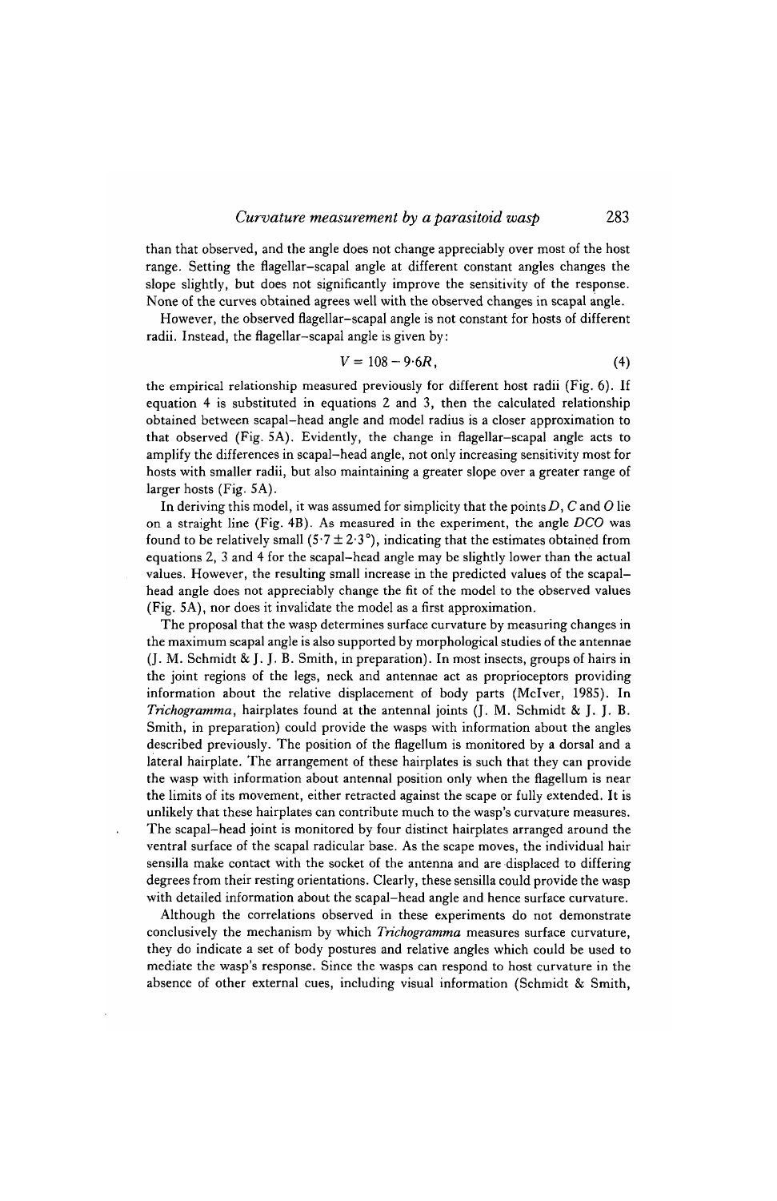than that observed, and the angle does not change appreciably over most of the host range. Setting the flagellar–scapal angle at different constant angles changes the slope slightly, but does not significantly improve the sensitivity of the response. None of the curves obtained agrees well with the observed changes in scapal angle.

However, the observed flagellar–scapal angle is not constant for hosts of different radii. Instead, the flagellar–scapal angle is given by:

$$V = 108 - 9{\cdot}6R, \tag{4}$$

the empirical relationship measured previously for different host radii (Fig. 6). If equation 4 is substituted in equations 2 and 3, then the calculated relationship obtained between scapal–head angle and model radius is a closer approximation to that observed (Fig. 5A). Evidently, the change in flagellar–scapal angle acts to amplify the differences in scapal–head angle, not only increasing sensitivity most for hosts with smaller radii, but also maintaining a greater slope over a greater range of larger hosts (Fig. 5A).

In deriving this model, it was assumed for simplicity that the points $D$, $C$ and $O$ lie on a straight line (Fig. 4B). As measured in the experiment, the angle $DCO$ was found to be relatively small ($5{\cdot}7 \pm 2{\cdot}3°$), indicating that the estimates obtained from equations 2, 3 and 4 for the scapal–head angle may be slightly lower than the actual values. However, the resulting small increase in the predicted values of the scapal–head angle does not appreciably change the fit of the model to the observed values (Fig. 5A), nor does it invalidate the model as a first approximation.

The proposal that the wasp determines surface curvature by measuring changes in the maximum scapal angle is also supported by morphological studies of the antennae (J. M. Schmidt & J. J. B. Smith, in preparation). In most insects, groups of hairs in the joint regions of the legs, neck and antennae act as proprioceptors providing information about the relative displacement of body parts (McIver, 1985). In *Trichogramma*, hairplates found at the antennal joints (J. M. Schmidt & J. J. B. Smith, in preparation) could provide the wasps with information about the angles described previously. The position of the flagellum is monitored by a dorsal and a lateral hairplate. The arrangement of these hairplates is such that they can provide the wasp with information about antennal position only when the flagellum is near the limits of its movement, either retracted against the scape or fully extended. It is unlikely that these hairplates can contribute much to the wasp's curvature measures. The scapal–head joint is monitored by four distinct hairplates arranged around the ventral surface of the scapal radicular base. As the scape moves, the individual hair sensilla make contact with the socket of the antenna and are displaced to differing degrees from their resting orientations. Clearly, these sensilla could provide the wasp with detailed information about the scapal–head angle and hence surface curvature.

Although the correlations observed in these experiments do not demonstrate conclusively the mechanism by which *Trichogramma* measures surface curvature, they do indicate a set of body postures and relative angles which could be used to mediate the wasp's response. Since the wasps can respond to host curvature in the absence of other external cues, including visual information (Schmidt & Smith,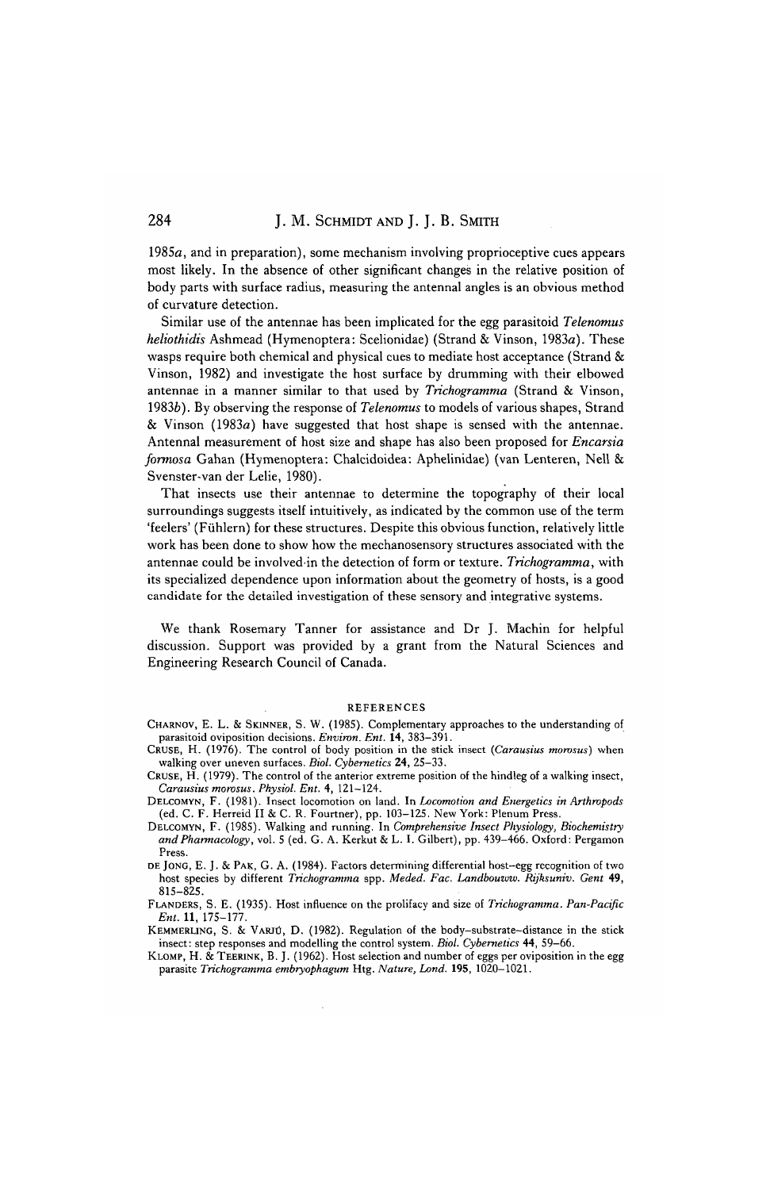1985*a*, and in preparation), some mechanism involving proprioceptive cues appears most likely. In the absence of other significant changes in the relative position of body parts with surface radius, measuring the antennal angles is an obvious method of curvature detection.

Similar use of the antennae has been implicated for the egg parasitoid *Telenomus heliothidis* Ashmead (Hymenoptera: Scelionidae) (Strand & Vinson, 1983*a*). These wasps require both chemical and physical cues to mediate host acceptance (Strand & Vinson, 1982) and investigate the host surface by drumming with their elbowed antennae in a manner similar to that used by *Trichogramma* (Strand & Vinson, 1983*b*). By observing the response of *Telenomus* to models of various shapes, Strand & Vinson (1983*a*) have suggested that host shape is sensed with the antennae. Antennal measurement of host size and shape has also been proposed for *Encarsia formosa* Gahan (Hymenoptera: Chalcidoidea: Aphelinidae) (van Lenteren, Nell & Svenster-van der Lelie, 1980).

That insects use their antennae to determine the topography of their local surroundings suggests itself intuitively, as indicated by the common use of the term 'feelers' (Fühlern) for these structures. Despite this obvious function, relatively little work has been done to show how the mechanosensory structures associated with the antennae could be involved in the detection of form or texture. *Trichogramma*, with its specialized dependence upon information about the geometry of hosts, is a good candidate for the detailed investigation of these sensory and integrative systems.

We thank Rosemary Tanner for assistance and Dr J. Machin for helpful discussion. Support was provided by a grant from the Natural Sciences and Engineering Research Council of Canada.

## REFERENCES

CHARNOV, E. L. & SKINNER, S. W. (1985). Complementary approaches to the understanding of parasitoid oviposition decisions. *Environ. Ent.* **14**, 383–391.

CRUSE, H. (1976). The control of body position in the stick insect (*Carausius morosus*) when walking over uneven surfaces. *Biol. Cybernetics* **24**, 25–33.

CRUSE, H. (1979). The control of the anterior extreme position of the hindleg of a walking insect, *Carausius morosus*. *Physiol. Ent.* **4**, 121–124.

DELCOMYN, F. (1981). Insect locomotion on land. In *Locomotion and Energetics in Arthropods* (ed. C. F. Herreid II & C. R. Fourtner), pp. 103–125. New York: Plenum Press.

DELCOMYN, F. (1985). Walking and running. In *Comprehensive Insect Physiology, Biochemistry and Pharmacology*, vol. 5 (ed. G. A. Kerkut & L. I. Gilbert), pp. 439–466. Oxford: Pergamon Press.

DE JONG, E. J. & PAK, G. A. (1984). Factors determining differential host–egg recognition of two host species by different *Trichogramma* spp. *Meded. Fac. Landbouww. Rijksuniv. Gent* **49**, 815–825.

FLANDERS, S. E. (1935). Host influence on the prolifacy and size of *Trichogramma*. *Pan-Pacific Ent.* **11**, 175–177.

KEMMERLING, S. & VARJÚ, D. (1982). Regulation of the body–substrate–distance in the stick insect: step responses and modelling the control system. *Biol. Cybernetics* **44**, 59–66.

KLOMP, H. & TEERINK, B. J. (1962). Host selection and number of eggs per oviposition in the egg parasite *Trichogramma embryophagum* Htg. *Nature, Lond.* **195**, 1020–1021.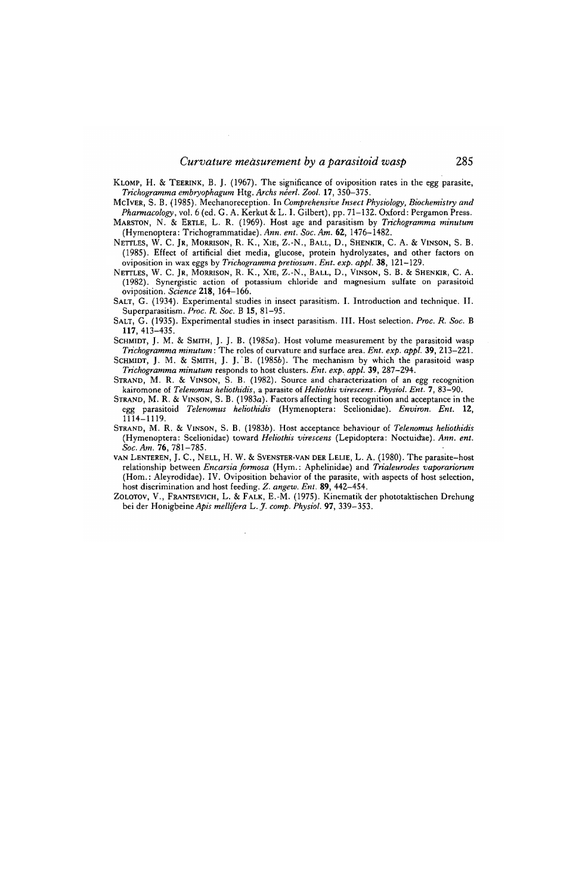KLOMP, H. & TEERINK, B. J. (1967). The significance of oviposition rates in the egg parasite, *Trichogramma embryophagum* Htg. *Archs néerl. Zool.* **17**, 350–375.

MCIVER, S. B. (1985). Mechanoreception. In *Comprehensive Insect Physiology, Biochemistry and Pharmacology*, vol. 6 (ed. G. A. Kerkut & L. I. Gilbert), pp. 71–132. Oxford: Pergamon Press.

MARSTON, N. & ERTLE, L. R. (1969). Host age and parasitism by *Trichogramma minutum* (Hymenoptera: Trichogrammatidae). *Ann. ent. Soc. Am.* **62**, 1476–1482.

NETTLES, W. C. JR, MORRISON, R. K., XIE, Z.-N., BALL, D., SHENKIR, C. A. & VINSON, S. B. (1985). Effect of artificial diet media, glucose, protein hydrolyzates, and other factors on oviposition in wax eggs by *Trichogramma pretiosum*. *Ent. exp. appl.* **38**, 121–129.

NETTLES, W. C. JR, MORRISON, R. K., XIE, Z.-N., BALL, D., VINSON, S. B. & SHENKIR, C. A. (1982). Synergistic action of potassium chloride and magnesium sulfate on parasitoid oviposition. *Science* **218**, 164–166.

SALT, G. (1934). Experimental studies in insect parasitism. I. Introduction and technique. II. Superparasitism. *Proc. R. Soc.* B **15**, 81–95.

SALT, G. (1935). Experimental studies in insect parasitism. III. Host selection. *Proc. R. Soc.* B **117**, 413–435.

SCHMIDT, J. M. & SMITH, J. J. B. (1985*a*). Host volume measurement by the parasitoid wasp *Trichogramma minutum*: The roles of curvature and surface area. *Ent. exp. appl.* **39**, 213–221.

SCHMIDT, J. M. & SMITH, J. J. B. (1985*b*). The mechanism by which the parasitoid wasp *Trichogramma minutum* responds to host clusters. *Ent. exp. appl.* **39**, 287–294.

STRAND, M. R. & VINSON, S. B. (1982). Source and characterization of an egg recognition kairomone of *Telenomus heliothidis*, a parasite of *Heliothis virescens*. *Physiol. Ent.* **7**, 83–90.

STRAND, M. R. & VINSON, S. B. (1983*a*). Factors affecting host recognition and acceptance in the egg parasitoid *Telenomus heliothidis* (Hymenoptera: Scelionidae). *Environ. Ent.* **12**, 1114–1119.

STRAND, M. R. & VINSON, S. B. (1983*b*). Host acceptance behaviour of *Telenomus heliothidis* (Hymenoptera: Scelionidae) toward *Heliothis virescens* (Lepidoptera: Noctuidae). *Ann. ent. Soc. Am.* **76**, 781–785.

VAN LENTEREN, J. C., NELL, H. W. & SVENSTER-VAN DER LELIE, L. A. (1980). The parasite–host relationship between *Encarsia formosa* (Hym.: Aphelinidae) and *Trialeurodes vaporariorum* (Hom.: Aleyrodidae). IV. Oviposition behavior of the parasite, with aspects of host selection, host discrimination and host feeding. *Z. angew. Ent.* **89**, 442–454.

ZOLOTOV, V., FRANTSEVICH, L. & FALK, E.-M. (1975). Kinematik der phototaktischen Drehung bei der Honigbeine *Apis mellifera* L. *J. comp. Physiol.* **97**, 339–353.